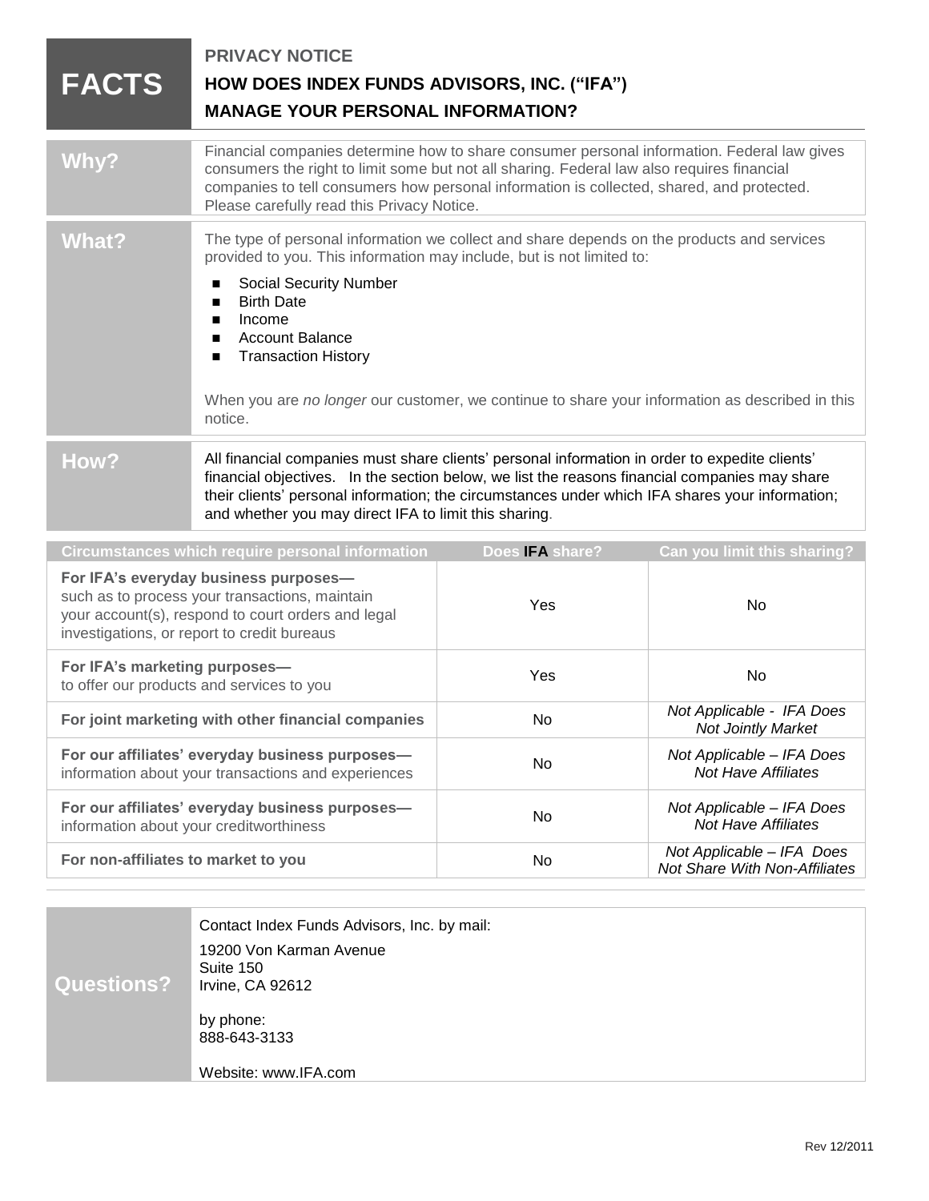# FACTS

## PRIVACY NOTICE

## HOW DOES INDEX FUNDS ADVISORS, INC. ("IFA") MANAGE YOUR PERSONAL INFORMATION?

### Why?

Financial companies determine how to share consumer personal information. Federal law gives consumers the right to limit some but not all sharing. Federal law also requires financial companies to tell consumers how personal information is collected, shared, and protected. Please carefully read this Privacy Notice.

### What?

The type of personal information we collect and share depends on the products and services provided to you. This information may include, but is not limited to:

- Social Security Number
- Birth Date
- Income
- Account Balance
- Transaction History

When you are *no longer* our customer, we continue to share your information as described in this notice.

### How?

All financial companies must share clients' personal information in order to expedite clients' financial objectives. In the section below, we list the reasons financial companies may share their clients' personal information; the circumstances under which IFA shares your information; and whether you may direct IFA to limit this sharing.

| Circumstances which require personal information | Does IFA share? | Can you limit this sharing? |
|---|---|---|
| **For IFA's everyday business purposes—** such as to process your transactions, maintain your account(s), respond to court orders and legal investigations, or report to credit bureaus | Yes | No |
| **For IFA's marketing purposes—** to offer our products and services to you | Yes | No |
| **For joint marketing with other financial companies** | No | *Not Applicable - IFA Does Not Jointly Market* |
| **For our affiliates' everyday business purposes—** information about your transactions and experiences | No | *Not Applicable – IFA Does Not Have Affiliates* |
| **For our affiliates' everyday business purposes—** information about your creditworthiness | No | *Not Applicable – IFA Does Not Have Affiliates* |
| **For non-affiliates to market to you** | No | *Not Applicable – IFA Does Not Share With Non-Affiliates* |

### Questions?

Contact Index Funds Advisors, Inc. by mail:

19200 Von Karman Avenue
Suite 150
Irvine, CA 92612

by phone:
888-643-3133

Website: www.IFA.com

Rev 12/2011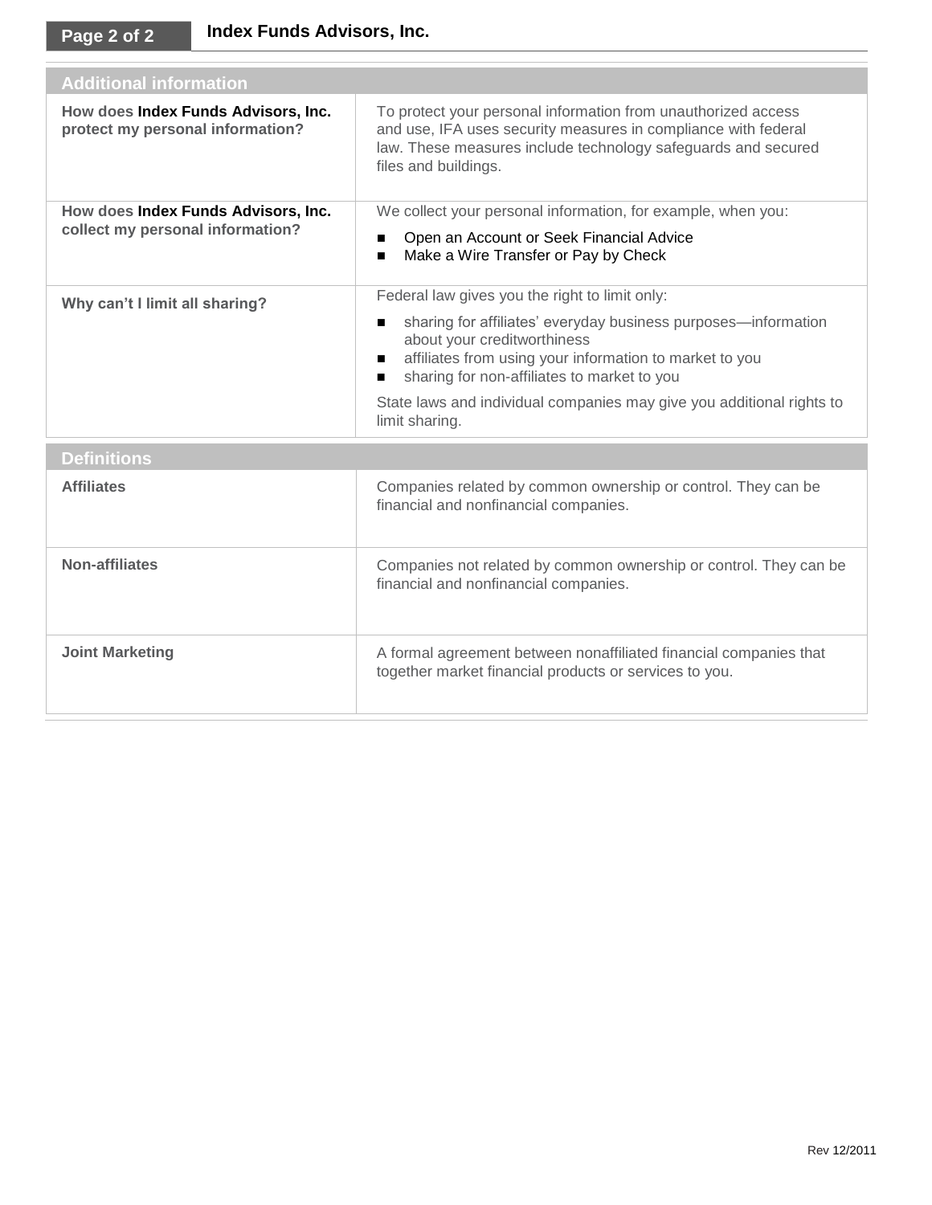| Additional information | |
|---|---|
| **How does Index Funds Advisors, Inc. protect my personal information?** | To protect your personal information from unauthorized access and use, IFA uses security measures in compliance with federal law. These measures include technology safeguards and secured files and buildings. |
| **How does Index Funds Advisors, Inc. collect my personal information?** | We collect your personal information, for example, when you: <br>■ Open an Account or Seek Financial Advice <br>■ Make a Wire Transfer or Pay by Check |
| **Why can't I limit all sharing?** | Federal law gives you the right to limit only: <br>■ sharing for affiliates' everyday business purposes—information about your creditworthiness <br>■ affiliates from using your information to market to you <br>■ sharing for non-affiliates to market to you <br>State laws and individual companies may give you additional rights to limit sharing. |

| Definitions | |
|---|---|
| **Affiliates** | Companies related by common ownership or control. They can be financial and nonfinancial companies. |
| **Non-affiliates** | Companies not related by common ownership or control. They can be financial and nonfinancial companies. |
| **Joint Marketing** | A formal agreement between nonaffiliated financial companies that together market financial products or services to you. |

Rev 12/2011